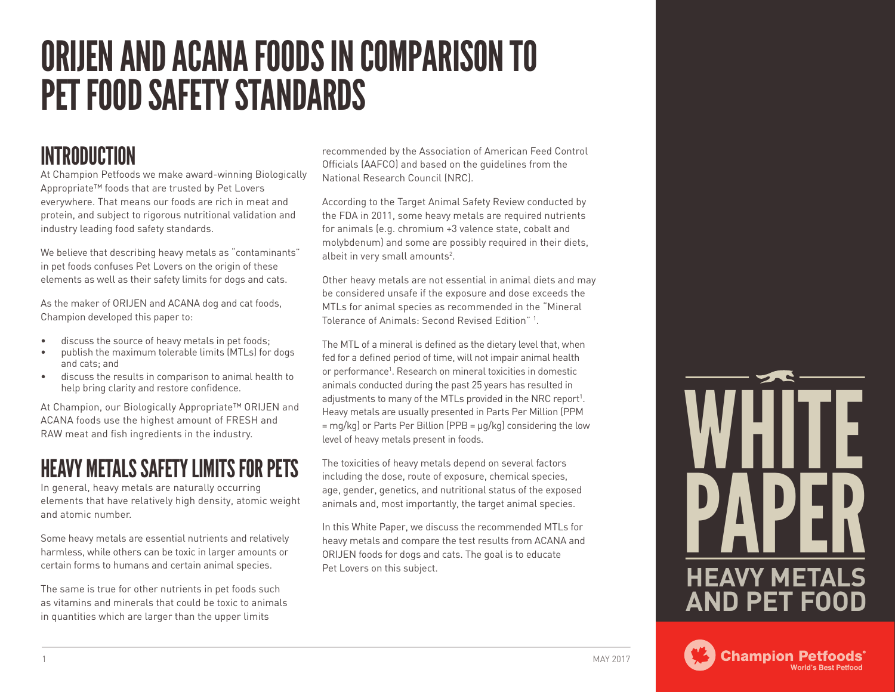# ORIJEN AND ACANA FOODS IN COMPARISON TO PET FOOD SAFETY STANDARDS

## INTRODUCTION

At Champion Petfoods we make award-winning Biologically Appropriate™ foods that are trusted by Pet Lovers everywhere. That means our foods are rich in meat and protein, and subject to rigorous nutritional validation and industry leading food safety standards.

We believe that describing heavy metals as "contaminants" in pet foods confuses Pet Lovers on the origin of these elements as well as their safety limits for dogs and cats.

As the maker of ORIJEN and ACANA dog and cat foods, Champion developed this paper to:

- discuss the source of heavy metals in pet foods;
- publish the maximum tolerable limits (MTLs) for dogs and cats; and
- discuss the results in comparison to animal health to help bring clarity and restore confidence.

At Champion, our Biologically Appropriate™ ORIJEN and ACANA foods use the highest amount of FRESH and RAW meat and fish ingredients in the industry.

## HEAVY METALS SAFETY LIMITS FOR PETS

In general, heavy metals are naturally occurring elements that have relatively high density, atomic weight and atomic number.

Some heavy metals are essential nutrients and relatively harmless, while others can be toxic in larger amounts or certain forms to humans and certain animal species.

The same is true for other nutrients in pet foods such as vitamins and minerals that could be toxic to animals in quantities which are larger than the upper limits recommended by the Association of American Feed Control Officials (AAFCO) and based on the guidelines from the National Research Council (NRC).

According to the Target Animal Safety Review conducted by the FDA in 2011, some heavy metals are required nutrients for animals (e.g. chromium +3 valence state, cobalt and molybdenum) and some are possibly required in their diets, albeit in very small amounts[2].

Other heavy metals are not essential in animal diets and may be considered unsafe if the exposure and dose exceeds the MTLs for animal species as recommended in the "Mineral Tolerance of Animals: Second Revised Edition" [1].

The MTL of a mineral is defined as the dietary level that, when fed for a defined period of time, will not impair animal health or performance[1]. Research on mineral toxicities in domestic animals conducted during the past 25 years has resulted in adjustments to many of the MTLs provided in the NRC report[1]. Heavy metals are usually presented in Parts Per Million (PPM = mg/kg) or Parts Per Billion (PPB = μg/kg) considering the low level of heavy metals present in foods.

The toxicities of heavy metals depend on several factors including the dose, route of exposure, chemical species, age, gender, genetics, and nutritional status of the exposed animals and, most importantly, the target animal species.

In this White Paper, we discuss the recommended MTLs for heavy metals and compare the test results from ACANA and ORIJEN foods for dogs and cats. The goal is to educate Pet Lovers on this subject.

WHITE PAPER

HEAVY METALS AND PET FOOD

Champion Petfoods® World's Best Petfood

MAY 2017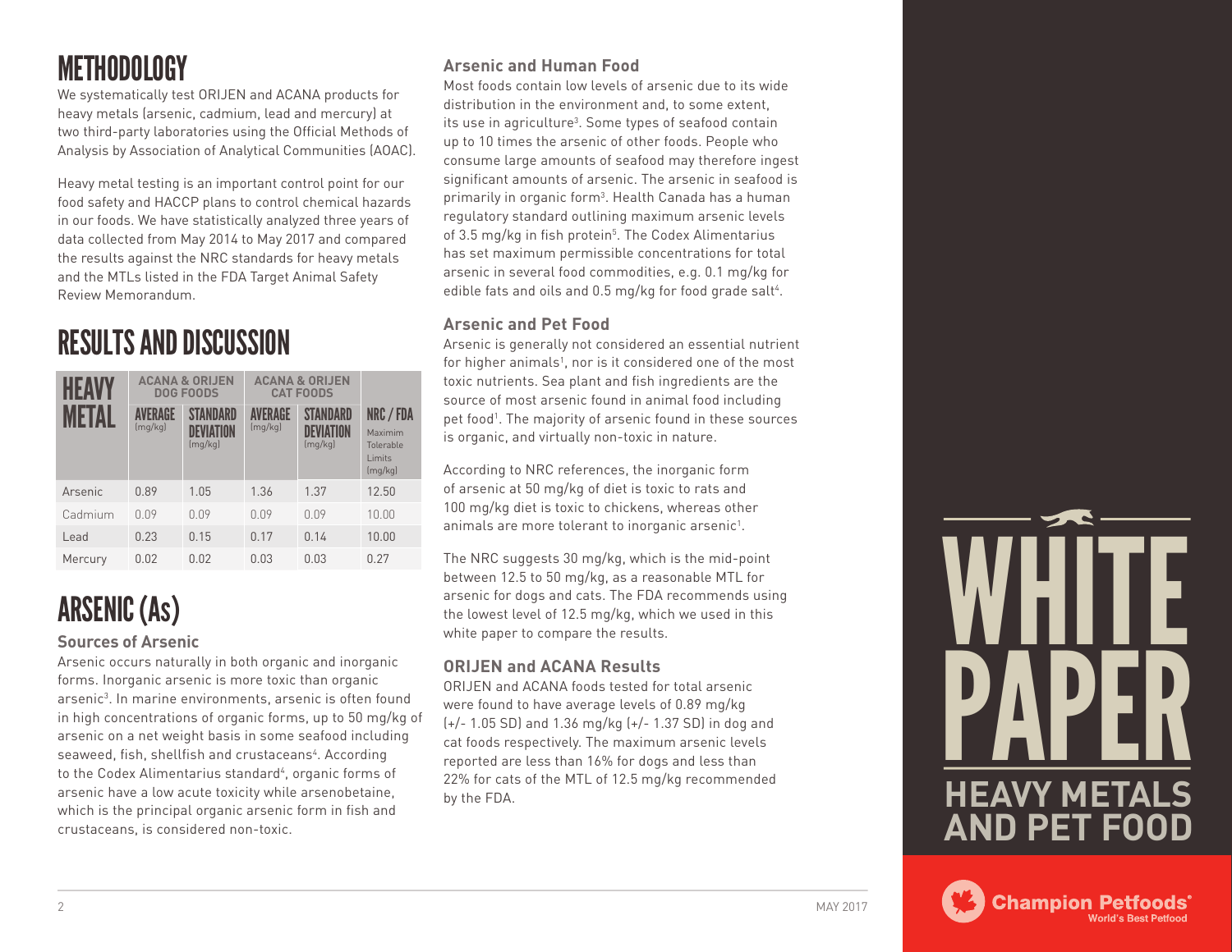# METHODOLOGY

We systematically test ORIJEN and ACANA products for heavy metals (arsenic, cadmium, lead and mercury) at two third-party laboratories using the Official Methods of Analysis by Association of Analytical Communities (AOAC).

Heavy metal testing is an important control point for our food safety and HACCP plans to control chemical hazards in our foods. We have statistically analyzed three years of data collected from May 2014 to May 2017 and compared the results against the NRC standards for heavy metals and the MTLs listed in the FDA Target Animal Safety Review Memorandum.

# RESULTS AND DISCUSSION

| HEAVY METAL | ACANA & ORIJEN DOG FOODS | | ACANA & ORIJEN CAT FOODS | | |
|---|---|---|---|---|---|
| | AVERAGE (mg/kg) | STANDARD DEVIATION (mg/kg) | AVERAGE (mg/kg) | STANDARD DEVIATION (mg/kg) | NRC / FDA Maximim Tolerable Limits (mg/kg) |
| Arsenic | 0.89 | 1.05 | 1.36 | 1.37 | 12.50 |
| Cadmium | 0.09 | 0.09 | 0.09 | 0.09 | 10.00 |
| Lead | 0.23 | 0.15 | 0.17 | 0.14 | 10.00 |
| Mercury | 0.02 | 0.02 | 0.03 | 0.03 | 0.27 |

# ARSENIC (As)

### Sources of Arsenic

Arsenic occurs naturally in both organic and inorganic forms. Inorganic arsenic is more toxic than organic arsenic[3]. In marine environments, arsenic is often found in high concentrations of organic forms, up to 50 mg/kg of arsenic on a net weight basis in some seafood including seaweed, fish, shellfish and crustaceans[4]. According to the Codex Alimentarius standard[4], organic forms of arsenic have a low acute toxicity while arsenobetaine, which is the principal organic arsenic form in fish and crustaceans, is considered non-toxic.

### Arsenic and Human Food

Most foods contain low levels of arsenic due to its wide distribution in the environment and, to some extent, its use in agriculture[3]. Some types of seafood contain up to 10 times the arsenic of other foods. People who consume large amounts of seafood may therefore ingest significant amounts of arsenic. The arsenic in seafood is primarily in organic form[3]. Health Canada has a human regulatory standard outlining maximum arsenic levels of 3.5 mg/kg in fish protein[5]. The Codex Alimentarius has set maximum permissible concentrations for total arsenic in several food commodities, e.g. 0.1 mg/kg for edible fats and oils and 0.5 mg/kg for food grade salt[4].

### Arsenic and Pet Food

Arsenic is generally not considered an essential nutrient for higher animals[1], nor is it considered one of the most toxic nutrients. Sea plant and fish ingredients are the source of most arsenic found in animal food including pet food[1]. The majority of arsenic found in these sources is organic, and virtually non-toxic in nature.

According to NRC references, the inorganic form of arsenic at 50 mg/kg of diet is toxic to rats and 100 mg/kg diet is toxic to chickens, whereas other animals are more tolerant to inorganic arsenic[1].

The NRC suggests 30 mg/kg, which is the mid-point between 12.5 to 50 mg/kg, as a reasonable MTL for arsenic for dogs and cats. The FDA recommends using the lowest level of 12.5 mg/kg, which we used in this white paper to compare the results.

### ORIJEN and ACANA Results

ORIJEN and ACANA foods tested for total arsenic were found to have average levels of 0.89 mg/kg (+/- 1.05 SD) and 1.36 mg/kg (+/- 1.37 SD) in dog and cat foods respectively. The maximum arsenic levels reported are less than 16% for dogs and less than 22% for cats of the MTL of 12.5 mg/kg recommended by the FDA.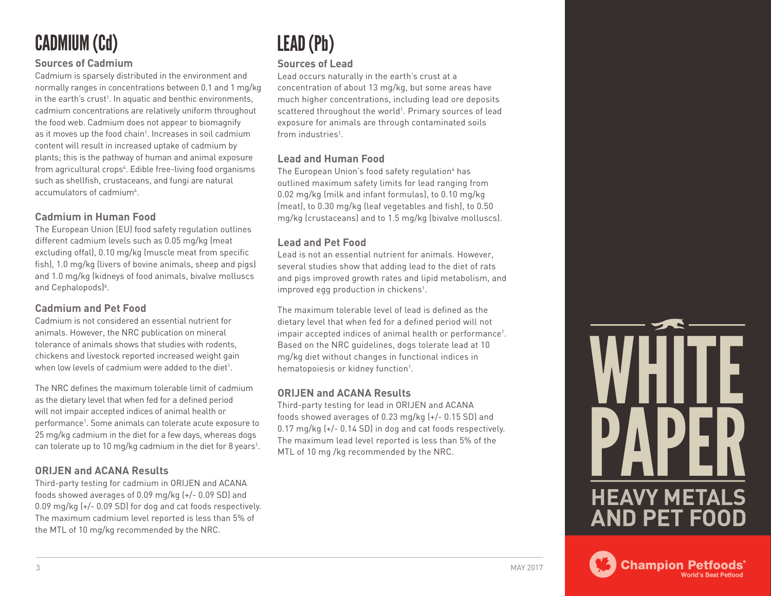# CADMIUM (Cd)

### Sources of Cadmium

Cadmium is sparsely distributed in the environment and normally ranges in concentrations between 0.1 and 1 mg/kg in the earth's crust[1]. In aquatic and benthic environments, cadmium concentrations are relatively uniform throughout the food web. Cadmium does not appear to biomagnify as it moves up the food chain[1]. Increases in soil cadmium content will result in increased uptake of cadmium by plants; this is the pathway of human and animal exposure from agricultural crops[4]. Edible free-living food organisms such as shellfish, crustaceans, and fungi are natural accumulators of cadmium[4].

### Cadmium in Human Food

The European Union (EU) food safety regulation outlines different cadmium levels such as 0.05 mg/kg (meat excluding offal), 0.10 mg/kg (muscle meat from specific fish), 1.0 mg/kg (livers of bovine animals, sheep and pigs) and 1.0 mg/kg (kidneys of food animals, bivalve molluscs and Cephalopods)[6].

### Cadmium and Pet Food

Cadmium is not considered an essential nutrient for animals. However, the NRC publication on mineral tolerance of animals shows that studies with rodents, chickens and livestock reported increased weight gain when low levels of cadmium were added to the diet[1].

The NRC defines the maximum tolerable limit of cadmium as the dietary level that when fed for a defined period will not impair accepted indices of animal health or performance[1]. Some animals can tolerate acute exposure to 25 mg/kg cadmium in the diet for a few days, whereas dogs can tolerate up to 10 mg/kg cadmium in the diet for 8 years[1].

### ORIJEN and ACANA Results

Third-party testing for cadmium in ORIJEN and ACANA foods showed averages of 0.09 mg/kg (+/- 0.09 SD) and 0.09 mg/kg (+/- 0.09 SD) for dog and cat foods respectively. The maximum cadmium level reported is less than 5% of the MTL of 10 mg/kg recommended by the NRC.

# LEAD (Pb)

### Sources of Lead

Lead occurs naturally in the earth's crust at a concentration of about 13 mg/kg, but some areas have much higher concentrations, including lead ore deposits scattered throughout the world[1]. Primary sources of lead exposure for animals are through contaminated soils from industries[1].

### Lead and Human Food

The European Union's food safety regulation[6] has outlined maximum safety limits for lead ranging from 0.02 mg/kg (milk and infant formulas), to 0.10 mg/kg (meat), to 0.30 mg/kg (leaf vegetables and fish), to 0.50 mg/kg (crustaceans) and to 1.5 mg/kg (bivalve molluscs).

### Lead and Pet Food

Lead is not an essential nutrient for animals. However, several studies show that adding lead to the diet of rats and pigs improved growth rates and lipid metabolism, and improved egg production in chickens[1].

The maximum tolerable level of lead is defined as the dietary level that when fed for a defined period will not impair accepted indices of animal health or performance[1]. Based on the NRC guidelines, dogs tolerate lead at 10 mg/kg diet without changes in functional indices in hematopoiesis or kidney function[1].

### ORIJEN and ACANA Results

Third-party testing for lead in ORIJEN and ACANA foods showed averages of 0.23 mg/kg (+/- 0.15 SD) and 0.17 mg/kg (+/- 0.14 SD) in dog and cat foods respectively. The maximum lead level reported is less than 5% of the MTL of 10 mg /kg recommended by the NRC.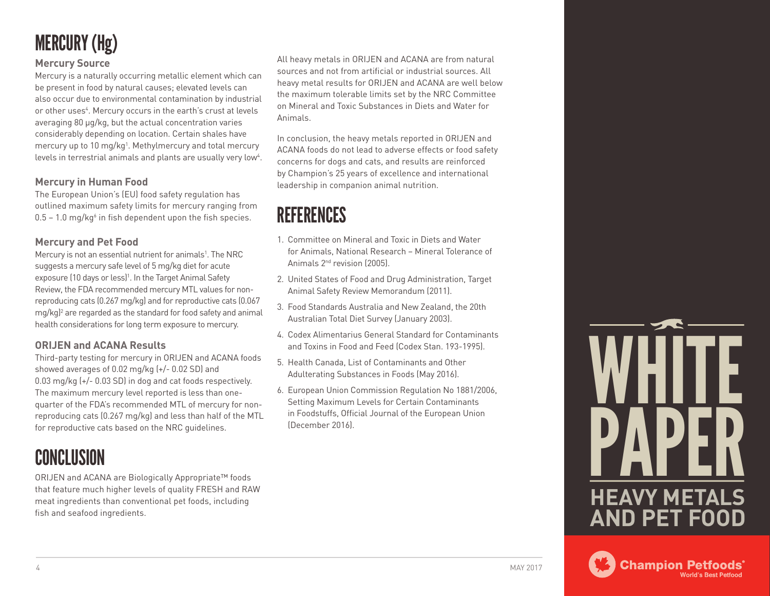# MERCURY (Hg)

### Mercury Source

Mercury is a naturally occurring metallic element which can be present in food by natural causes; elevated levels can also occur due to environmental contamination by industrial or other uses[4]. Mercury occurs in the earth's crust at levels averaging 80 μg/kg, but the actual concentration varies considerably depending on location. Certain shales have mercury up to 10 mg/kg[1]. Methylmercury and total mercury levels in terrestrial animals and plants are usually very low[4].

### Mercury in Human Food

The European Union's (EU) food safety regulation has outlined maximum safety limits for mercury ranging from 0.5 – 1.0 mg/kg[6] in fish dependent upon the fish species.

### Mercury and Pet Food

Mercury is not an essential nutrient for animals[1]. The NRC suggests a mercury safe level of 5 mg/kg diet for acute exposure (10 days or less)[1]. In the Target Animal Safety Review, the FDA recommended mercury MTL values for non-reproducing cats (0.267 mg/kg) and for reproductive cats (0.067 mg/kg)[2] are regarded as the standard for food safety and animal health considerations for long term exposure to mercury.

### ORIJEN and ACANA Results

Third-party testing for mercury in ORIJEN and ACANA foods showed averages of 0.02 mg/kg (+/- 0.02 SD) and 0.03 mg/kg (+/- 0.03 SD) in dog and cat foods respectively. The maximum mercury level reported is less than one-quarter of the FDA's recommended MTL of mercury for non-reproducing cats (0.267 mg/kg) and less than half of the MTL for reproductive cats based on the NRC guidelines.

# CONCLUSION

ORIJEN and ACANA are Biologically Appropriate™ foods that feature much higher levels of quality FRESH and RAW meat ingredients than conventional pet foods, including fish and seafood ingredients.

All heavy metals in ORIJEN and ACANA are from natural sources and not from artificial or industrial sources. All heavy metal results for ORIJEN and ACANA are well below the maximum tolerable limits set by the NRC Committee on Mineral and Toxic Substances in Diets and Water for Animals.

In conclusion, the heavy metals reported in ORIJEN and ACANA foods do not lead to adverse effects or food safety concerns for dogs and cats, and results are reinforced by Champion's 25 years of excellence and international leadership in companion animal nutrition.

# REFERENCES

1. Committee on Mineral and Toxic in Diets and Water for Animals, National Research – Mineral Tolerance of Animals 2nd revision (2005).
2. United States of Food and Drug Administration, Target Animal Safety Review Memorandum (2011).
3. Food Standards Australia and New Zealand, the 20th Australian Total Diet Survey (January 2003).
4. Codex Alimentarius General Standard for Contaminants and Toxins in Food and Feed (Codex Stan. 193-1995).
5. Health Canada, List of Contaminants and Other Adulterating Substances in Foods (May 2016).
6. European Union Commission Regulation No 1881/2006, Setting Maximum Levels for Certain Contaminants in Foodstuffs, Official Journal of the European Union (December 2016).

WHITE PAPER

HEAVY METALS AND PET FOOD

Champion Petfoods®

World's Best Petfood

MAY 2017